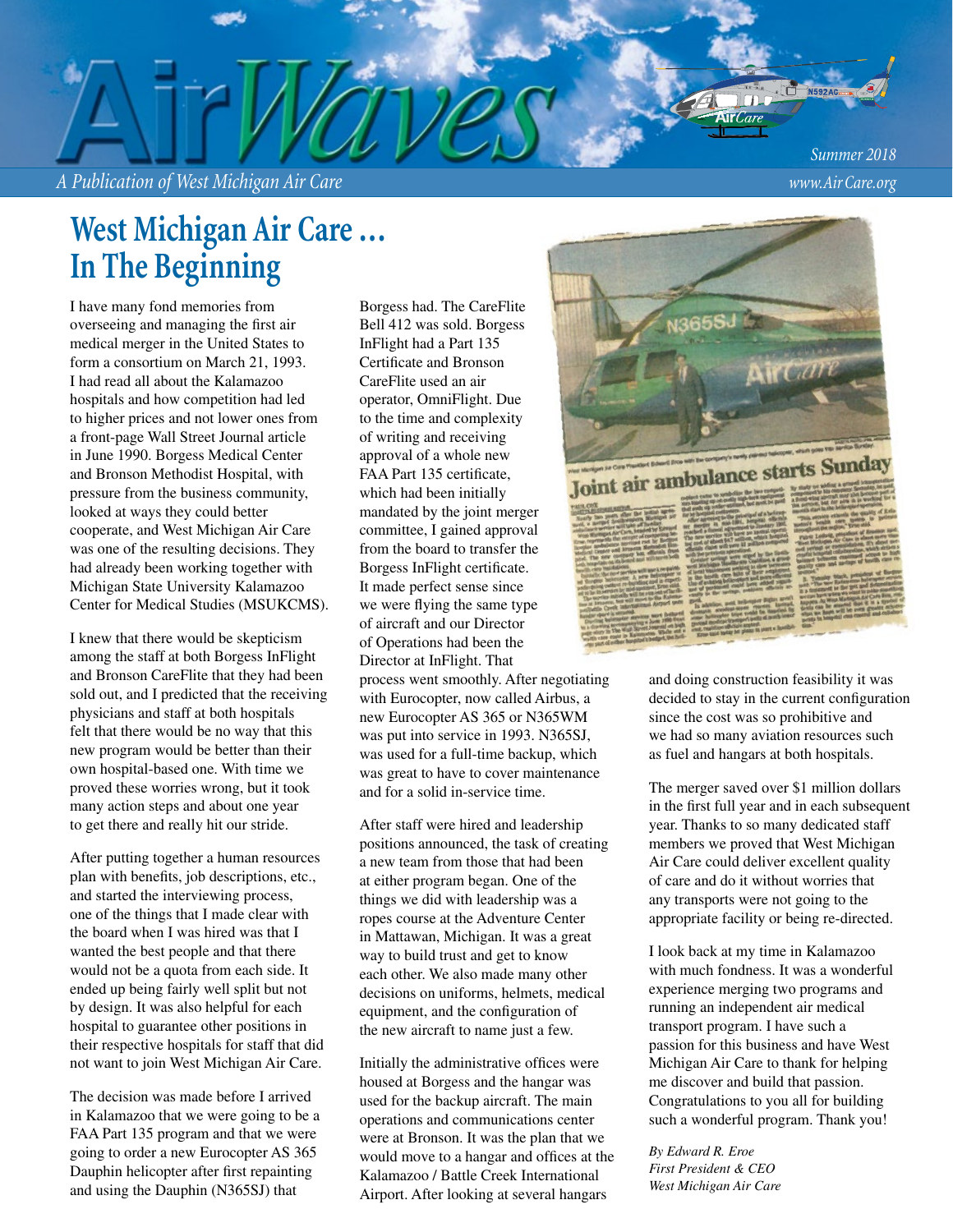# AirWaves

*A Publication of West Michigan Air Care*

*Summer 2018*

*www.AirCare.org*

## West Michigan Air Care … In The Beginning

I have many fond memories from overseeing and managing the first air medical merger in the United States to form a consortium on March 21, 1993. I had read all about the Kalamazoo hospitals and how competition had led to higher prices and not lower ones from a front-page Wall Street Journal article in June 1990. Borgess Medical Center and Bronson Methodist Hospital, with pressure from the business community, looked at ways they could better cooperate, and West Michigan Air Care was one of the resulting decisions. They had already been working together with Michigan State University Kalamazoo Center for Medical Studies (MSUKCMS).

I knew that there would be skepticism among the staff at both Borgess InFlight and Bronson CareFlite that they had been sold out, and I predicted that the receiving physicians and staff at both hospitals felt that there would be no way that this new program would be better than their own hospital-based one. With time we proved these worries wrong, but it took many action steps and about one year to get there and really hit our stride.

After putting together a human resources plan with benefits, job descriptions, etc., and started the interviewing process, one of the things that I made clear with the board when I was hired was that I wanted the best people and that there would not be a quota from each side. It ended up being fairly well split but not by design. It was also helpful for each hospital to guarantee other positions in their respective hospitals for staff that did not want to join West Michigan Air Care.

The decision was made before I arrived in Kalamazoo that we were going to be a FAA Part 135 program and that we were going to order a new Eurocopter AS 365 Dauphin helicopter after first repainting and using the Dauphin (N365SJ) that Borgess had. The CareFlite Bell 412 was sold. Borgess InFlight had a Part 135 Certificate and Bronson CareFlite used an air operator, OmniFlight. Due to the time and complexity of writing and receiving approval of a whole new FAA Part 135 certificate, which had been initially mandated by the joint merger committee, I gained approval from the board to transfer the Borgess InFlight certificate. It made perfect sense since we were flying the same type of aircraft and our Director of Operations had been the Director at InFlight. That process went smoothly. After negotiating with Eurocopter, now called Airbus, a new Eurocopter AS 365 or N365WM was put into service in 1993. N365SJ, was used for a full-time backup, which was great to have to cover maintenance and for a solid in-service time.

After staff were hired and leadership positions announced, the task of creating a new team from those that had been at either program began. One of the things we did with leadership was a ropes course at the Adventure Center in Mattawan, Michigan. It was a great way to build trust and get to know each other. We also made many other decisions on uniforms, helmets, medical equipment, and the configuration of the new aircraft to name just a few.

Initially the administrative offices were housed at Borgess and the hangar was used for the backup aircraft. The main operations and communications center were at Bronson. It was the plan that we would move to a hangar and offices at the Kalamazoo / Battle Creek International Airport. After looking at several hangars and doing construction feasibility it was decided to stay in the current configuration since the cost was so prohibitive and we had so many aviation resources such as fuel and hangars at both hospitals.

The merger saved over $1 million dollars in the first full year and in each subsequent year. Thanks to so many dedicated staff members we proved that West Michigan Air Care could deliver excellent quality of care and do it without worries that any transports were not going to the appropriate facility or being re-directed.

I look back at my time in Kalamazoo with much fondness. It was a wonderful experience merging two programs and running an independent air medical transport program. I have such a passion for this business and have West Michigan Air Care to thank for helping me discover and build that passion. Congratulations to you all for building such a wonderful program. Thank you!

*By Edward R. Eroe*
*First President & CEO*
*West Michigan Air Care*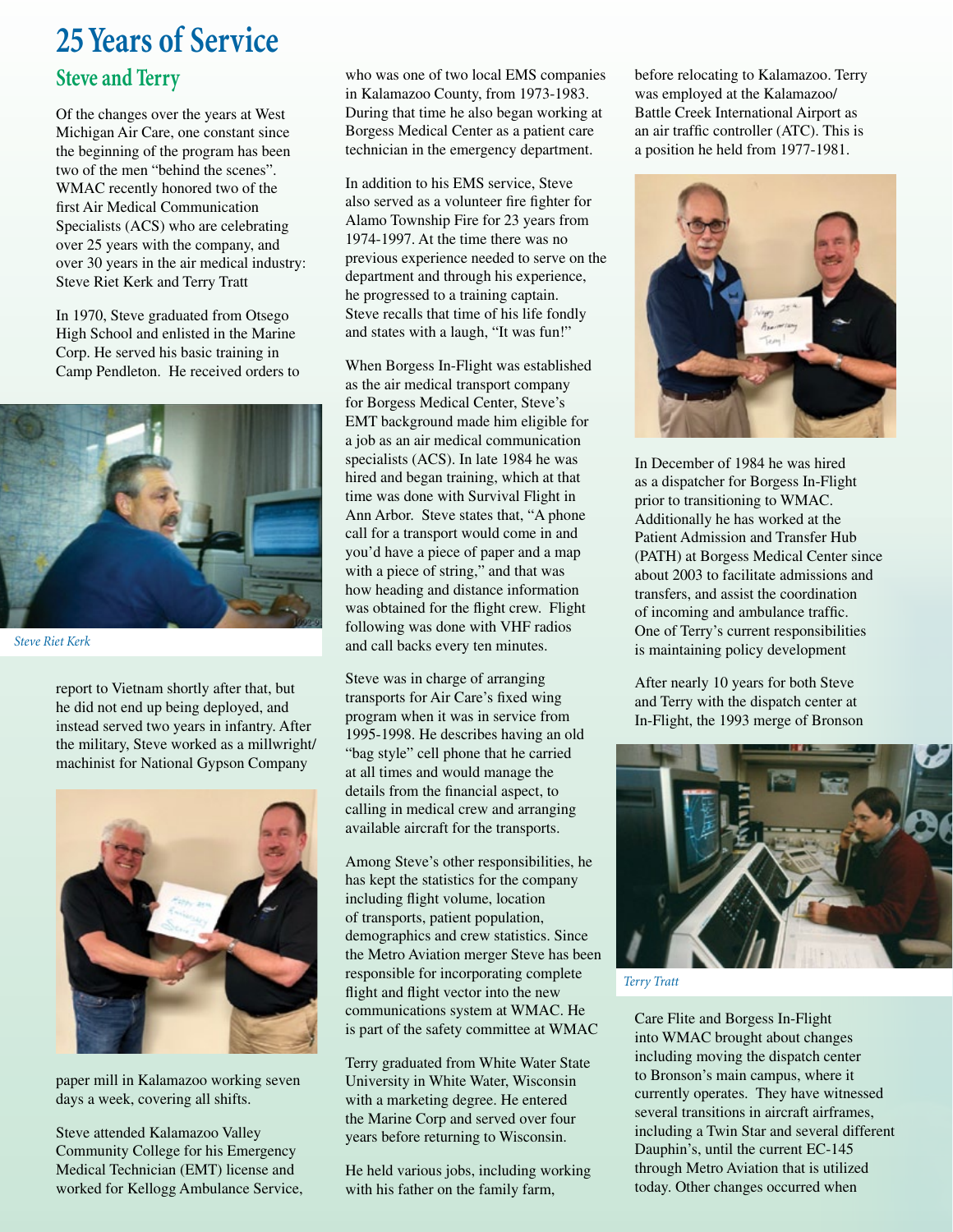# 25 Years of Service

## Steve and Terry

Of the changes over the years at West Michigan Air Care, one constant since the beginning of the program has been two of the men "behind the scenes". WMAC recently honored two of the first Air Medical Communication Specialists (ACS) who are celebrating over 25 years with the company, and over 30 years in the air medical industry: Steve Riet Kerk and Terry Tratt

In 1970, Steve graduated from Otsego High School and enlisted in the Marine Corp. He served his basic training in Camp Pendleton. He received orders to report to Vietnam shortly after that, but he did not end up being deployed, and instead served two years in infantry. After the military, Steve worked as a millwright/ machinist for National Gypson Company paper mill in Kalamazoo working seven days a week, covering all shifts.

*Steve Riet Kerk*

Steve attended Kalamazoo Valley Community College for his Emergency Medical Technician (EMT) license and worked for Kellogg Ambulance Service, who was one of two local EMS companies in Kalamazoo County, from 1973-1983. During that time he also began working at Borgess Medical Center as a patient care technician in the emergency department.

In addition to his EMS service, Steve also served as a volunteer fire fighter for Alamo Township Fire for 23 years from 1974-1997. At the time there was no previous experience needed to serve on the department and through his experience, he progressed to a training captain. Steve recalls that time of his life fondly and states with a laugh, "It was fun!"

When Borgess In-Flight was established as the air medical transport company for Borgess Medical Center, Steve's EMT background made him eligible for a job as an air medical communication specialists (ACS). In late 1984 he was hired and began training, which at that time was done with Survival Flight in Ann Arbor. Steve states that, "A phone call for a transport would come in and you'd have a piece of paper and a map with a piece of string," and that was how heading and distance information was obtained for the flight crew. Flight following was done with VHF radios and call backs every ten minutes.

Steve was in charge of arranging transports for Air Care's fixed wing program when it was in service from 1995-1998. He describes having an old "bag style" cell phone that he carried at all times and would manage the details from the financial aspect, to calling in medical crew and arranging available aircraft for the transports.

Among Steve's other responsibilities, he has kept the statistics for the company including flight volume, location of transports, patient population, demographics and crew statistics. Since the Metro Aviation merger Steve has been responsible for incorporating complete flight and flight vector into the new communications system at WMAC. He is part of the safety committee at WMAC

Terry graduated from White Water State University in White Water, Wisconsin with a marketing degree. He entered the Marine Corp and served over four years before returning to Wisconsin.

He held various jobs, including working with his father on the family farm, before relocating to Kalamazoo. Terry was employed at the Kalamazoo/ Battle Creek International Airport as an air traffic controller (ATC). This is a position he held from 1977-1981.

In December of 1984 he was hired as a dispatcher for Borgess In-Flight prior to transitioning to WMAC. Additionally he has worked at the Patient Admission and Transfer Hub (PATH) at Borgess Medical Center since about 2003 to facilitate admissions and transfers, and assist the coordination of incoming and ambulance traffic. One of Terry's current responsibilities is maintaining policy development

After nearly 10 years for both Steve and Terry with the dispatch center at In-Flight, the 1993 merge of Bronson Care Flite and Borgess In-Flight into WMAC brought about changes including moving the dispatch center to Bronson's main campus, where it currently operates. They have witnessed several transitions in aircraft airframes, including a Twin Star and several different Dauphin's, until the current EC-145 through Metro Aviation that is utilized today. Other changes occurred when

*Terry Tratt*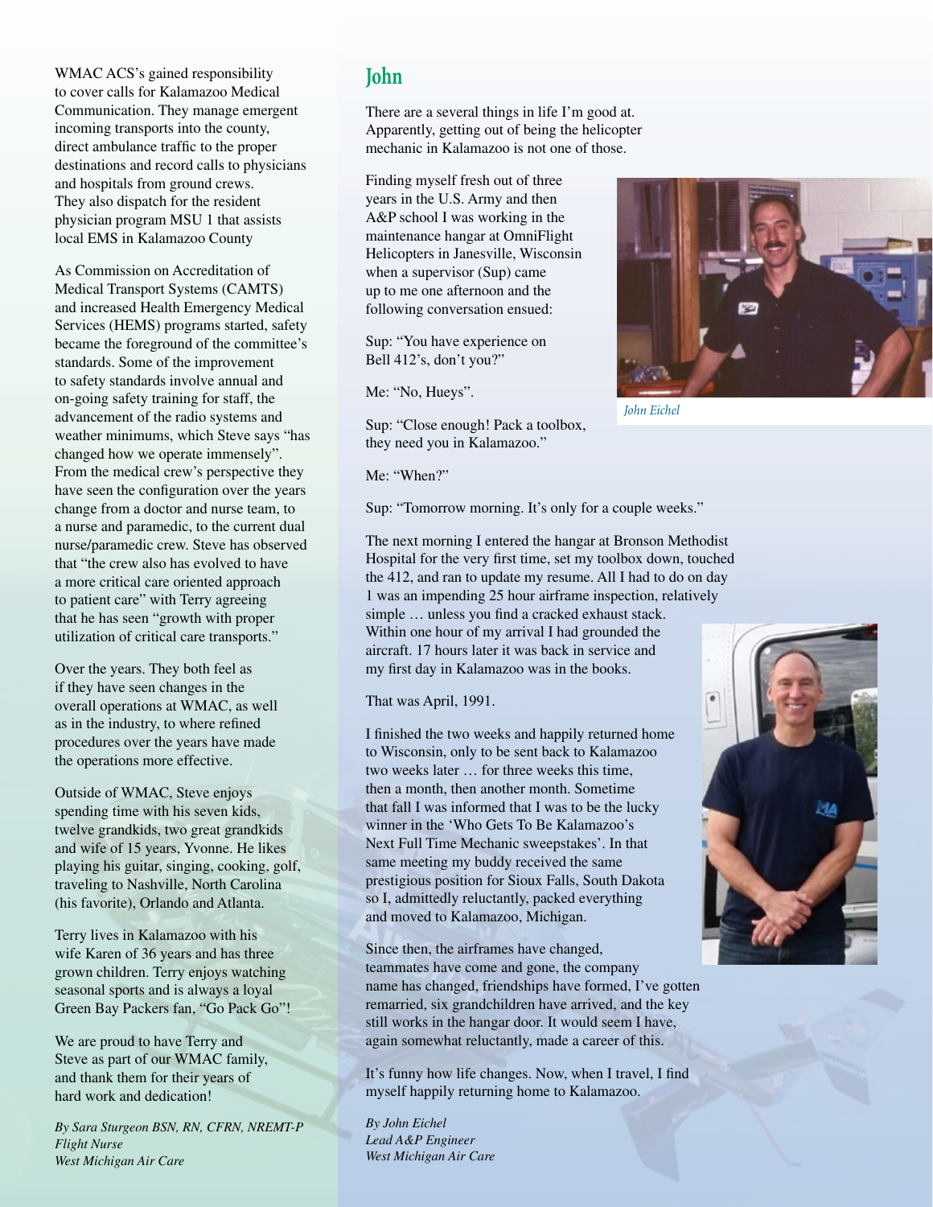WMAC ACS's gained responsibility to cover calls for Kalamazoo Medical Communication. They manage emergent incoming transports into the county, direct ambulance traffic to the proper destinations and record calls to physicians and hospitals from ground crews. They also dispatch for the resident physician program MSU 1 that assists local EMS in Kalamazoo County

As Commission on Accreditation of Medical Transport Systems (CAMTS) and increased Health Emergency Medical Services (HEMS) programs started, safety became the foreground of the committee's standards. Some of the improvement to safety standards involve annual and on-going safety training for staff, the advancement of the radio systems and weather minimums, which Steve says "has changed how we operate immensely". From the medical crew's perspective they have seen the configuration over the years change from a doctor and nurse team, to a nurse and paramedic, to the current dual nurse/paramedic crew. Steve has observed that "the crew also has evolved to have a more critical care oriented approach to patient care" with Terry agreeing that he has seen "growth with proper utilization of critical care transports."

Over the years. They both feel as if they have seen changes in the overall operations at WMAC, as well as in the industry, to where refined procedures over the years have made the operations more effective.

Outside of WMAC, Steve enjoys spending time with his seven kids, twelve grandkids, two great grandkids and wife of 15 years, Yvonne. He likes playing his guitar, singing, cooking, golf, traveling to Nashville, North Carolina (his favorite), Orlando and Atlanta.

Terry lives in Kalamazoo with his wife Karen of 36 years and has three grown children. Terry enjoys watching seasonal sports and is always a loyal Green Bay Packers fan, "Go Pack Go"!

We are proud to have Terry and Steve as part of our WMAC family, and thank them for their years of hard work and dedication!

*By Sara Sturgeon BSN, RN, CFRN, NREMT-P*
*Flight Nurse*
*West Michigan Air Care*

## John

There are a several things in life I'm good at. Apparently, getting out of being the helicopter mechanic in Kalamazoo is not one of those.

Finding myself fresh out of three years in the U.S. Army and then A&P school I was working in the maintenance hangar at OmniFlight Helicopters in Janesville, Wisconsin when a supervisor (Sup) came up to me one afternoon and the following conversation ensued:

*John Eichel*

Sup: "You have experience on Bell 412's, don't you?"

Me: "No, Hueys".

Sup: "Close enough! Pack a toolbox, they need you in Kalamazoo."

Me: "When?"

Sup: "Tomorrow morning. It's only for a couple weeks."

The next morning I entered the hangar at Bronson Methodist Hospital for the very first time, set my toolbox down, touched the 412, and ran to update my resume. All I had to do on day 1 was an impending 25 hour airframe inspection, relatively simple … unless you find a cracked exhaust stack. Within one hour of my arrival I had grounded the aircraft. 17 hours later it was back in service and my first day in Kalamazoo was in the books.

That was April, 1991.

I finished the two weeks and happily returned home to Wisconsin, only to be sent back to Kalamazoo two weeks later … for three weeks this time, then a month, then another month. Sometime that fall I was informed that I was to be the lucky winner in the 'Who Gets To Be Kalamazoo's Next Full Time Mechanic sweepstakes'. In that same meeting my buddy received the same prestigious position for Sioux Falls, South Dakota so I, admittedly reluctantly, packed everything and moved to Kalamazoo, Michigan.

Since then, the airframes have changed, teammates have come and gone, the company name has changed, friendships have formed, I've gotten remarried, six grandchildren have arrived, and the key still works in the hangar door. It would seem I have, again somewhat reluctantly, made a career of this.

It's funny how life changes. Now, when I travel, I find myself happily returning home to Kalamazoo.

*By John Eichel*
*Lead A&P Engineer*
*West Michigan Air Care*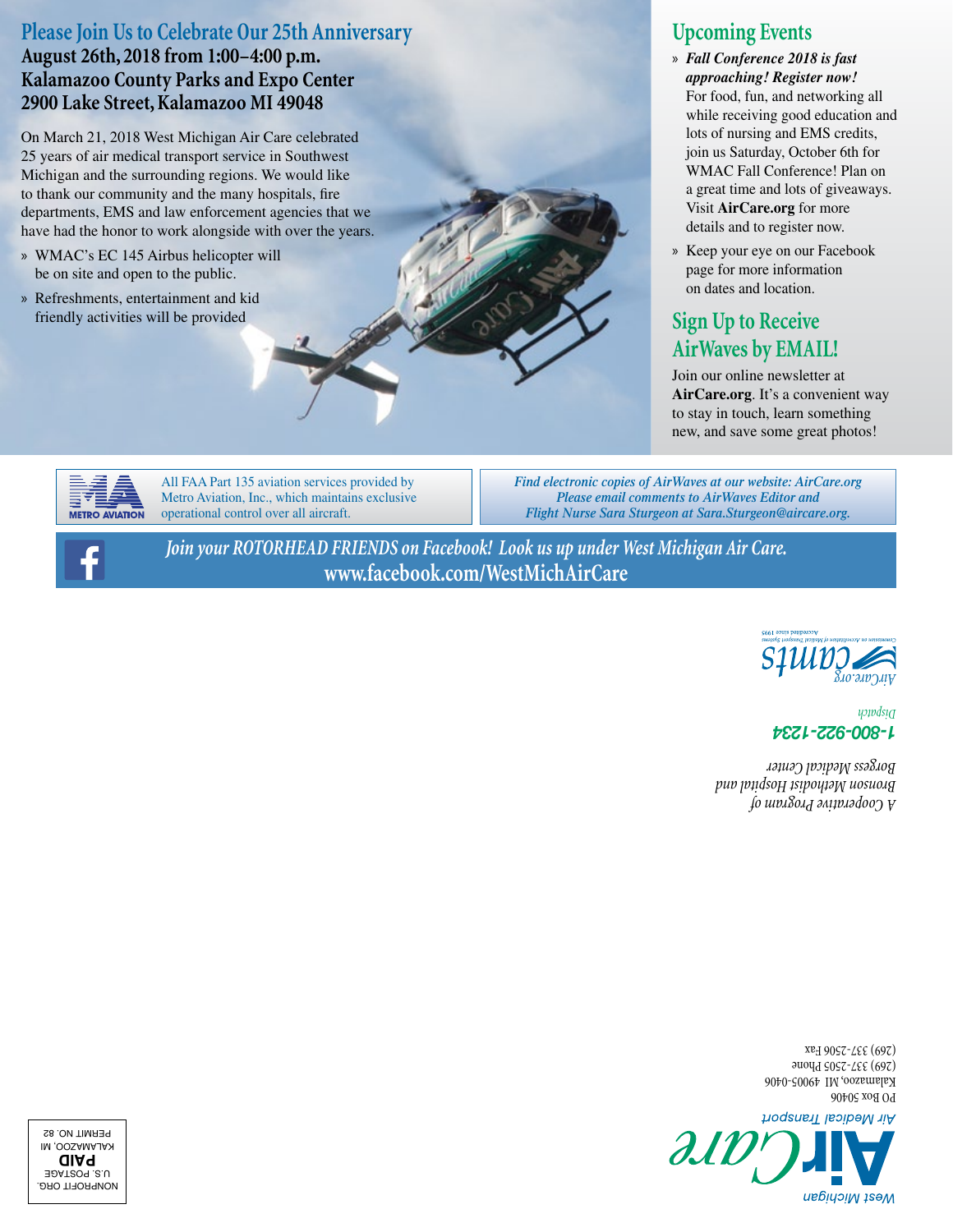## Please Join Us to Celebrate Our 25th Anniversary

**August 26th, 2018 from 1:00–4:00 p.m.**
**Kalamazoo County Parks and Expo Center**
**2900 Lake Street, Kalamazoo MI 49048**

On March 21, 2018 West Michigan Air Care celebrated 25 years of air medical transport service in Southwest Michigan and the surrounding regions. We would like to thank our community and the many hospitals, fire departments, EMS and law enforcement agencies that we have had the honor to work alongside with over the years.

- WMAC's EC 145 Airbus helicopter will be on site and open to the public.
- Refreshments, entertainment and kid friendly activities will be provided

## Upcoming Events

- ***Fall Conference 2018 is fast approaching! Register now!*** For food, fun, and networking all while receiving good education and lots of nursing and EMS credits, join us Saturday, October 6th for WMAC Fall Conference! Plan on a great time and lots of giveaways. Visit **AirCare.org** for more details and to register now.
- Keep your eye on our Facebook page for more information on dates and location.

## Sign Up to Receive AirWaves by EMAIL!

Join our online newsletter at **AirCare.org**. It's a convenient way to stay in touch, learn something new, and save some great photos!

METRO AVIATION

All FAA Part 135 aviation services provided by Metro Aviation, Inc., which maintains exclusive operational control over all aircraft.

*Find electronic copies of AirWaves at our website: AirCare.org*
*Please email comments to AirWaves Editor and*
*Flight Nurse Sara Sturgeon at Sara.Sturgeon@aircare.org.*

***Join your ROTORHEAD FRIENDS on Facebook! Look us up under West Michigan Air Care.***
**www.facebook.com/WestMichAirCare**

AirCare.org
CAMTS
Commission on Accreditation of Medical Transport Systems
Accredited since 1995

*Dispatch*
**1-800-922-1234**

*A Cooperative Program of*
*Bronson Methodist Hospital and*
*Borgess Medical Center*

*West Michigan*
**AirCare**
*Air Medical Transport*

PO Box 50406
Kalamazoo, MI 49005-0406
(269) 337-2505 Phone
(269) 337-2506 Fax

NONPROFIT ORG.
U.S. POSTAGE
**PAID**
KALAMAZOO, MI
PERMIT NO. 82